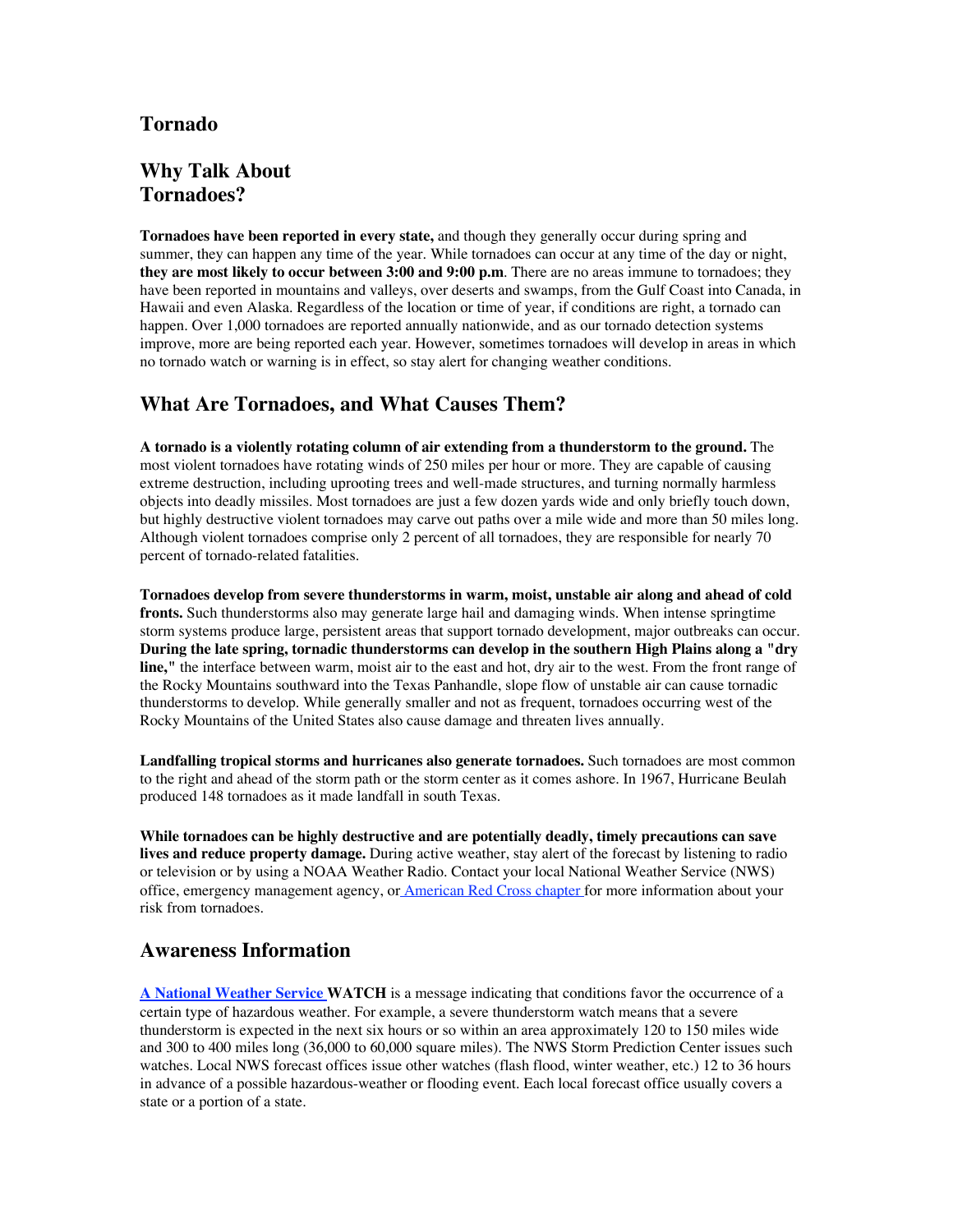## Tornado

## Why Talk About Tornadoes?

**Tornadoes have been reported in every state,** and though they generally occur during spring and summer, they can happen any time of the year. While tornadoes can occur at any time of the day or night, **they are most likely to occur between 3:00 and 9:00 p.m**. There are no areas immune to tornadoes; they have been reported in mountains and valleys, over deserts and swamps, from the Gulf Coast into Canada, in Hawaii and even Alaska. Regardless of the location or time of year, if conditions are right, a tornado can happen. Over 1,000 tornadoes are reported annually nationwide, and as our tornado detection systems improve, more are being reported each year. However, sometimes tornadoes will develop in areas in which no tornado watch or warning is in effect, so stay alert for changing weather conditions.

## What Are Tornadoes, and What Causes Them?

**A tornado is a violently rotating column of air extending from a thunderstorm to the ground.** The most violent tornadoes have rotating winds of 250 miles per hour or more. They are capable of causing extreme destruction, including uprooting trees and well-made structures, and turning normally harmless objects into deadly missiles. Most tornadoes are just a few dozen yards wide and only briefly touch down, but highly destructive violent tornadoes may carve out paths over a mile wide and more than 50 miles long. Although violent tornadoes comprise only 2 percent of all tornadoes, they are responsible for nearly 70 percent of tornado-related fatalities.

**Tornadoes develop from severe thunderstorms in warm, moist, unstable air along and ahead of cold fronts.** Such thunderstorms also may generate large hail and damaging winds. When intense springtime storm systems produce large, persistent areas that support tornado development, major outbreaks can occur. **During the late spring, tornadic thunderstorms can develop in the southern High Plains along a "dry line,"** the interface between warm, moist air to the east and hot, dry air to the west. From the front range of the Rocky Mountains southward into the Texas Panhandle, slope flow of unstable air can cause tornadic thunderstorms to develop. While generally smaller and not as frequent, tornadoes occurring west of the Rocky Mountains of the United States also cause damage and threaten lives annually.

**Landfalling tropical storms and hurricanes also generate tornadoes.** Such tornadoes are most common to the right and ahead of the storm path or the storm center as it comes ashore. In 1967, Hurricane Beulah produced 148 tornadoes as it made landfall in south Texas.

**While tornadoes can be highly destructive and are potentially deadly, timely precautions can save lives and reduce property damage.** During active weather, stay alert of the forecast by listening to radio or television or by using a NOAA Weather Radio. Contact your local National Weather Service (NWS) office, emergency management agency, or American Red Cross chapter for more information about your risk from tornadoes.

## Awareness Information

**A National Weather Service WATCH** is a message indicating that conditions favor the occurrence of a certain type of hazardous weather. For example, a severe thunderstorm watch means that a severe thunderstorm is expected in the next six hours or so within an area approximately 120 to 150 miles wide and 300 to 400 miles long (36,000 to 60,000 square miles). The NWS Storm Prediction Center issues such watches. Local NWS forecast offices issue other watches (flash flood, winter weather, etc.) 12 to 36 hours in advance of a possible hazardous-weather or flooding event. Each local forecast office usually covers a state or a portion of a state.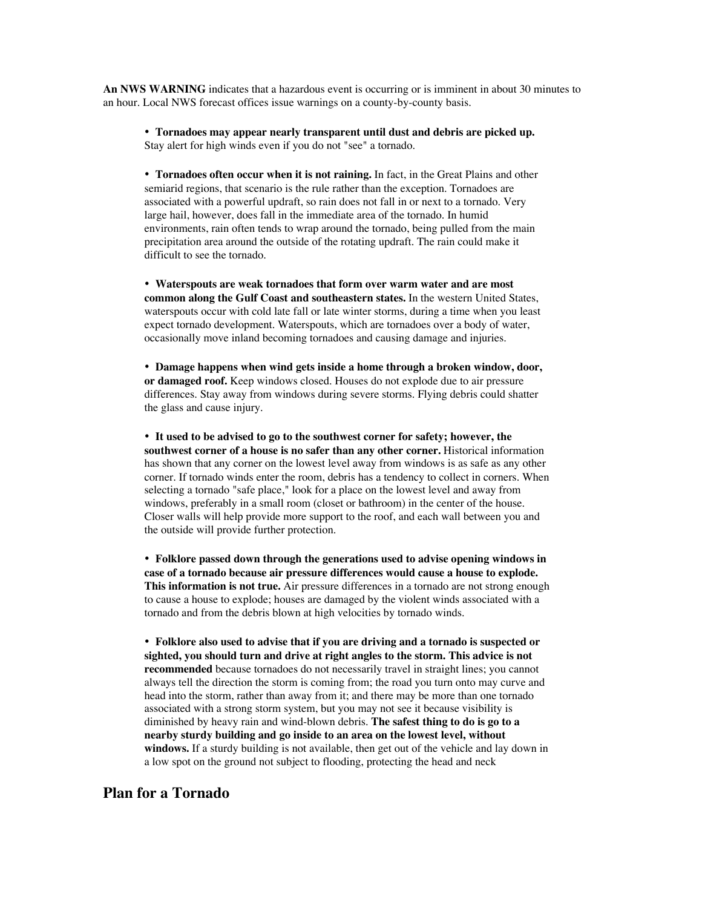**An NWS WARNING** indicates that a hazardous event is occurring or is imminent in about 30 minutes to an hour. Local NWS forecast offices issue warnings on a county-by-county basis.

- **Tornadoes may appear nearly transparent until dust and debris are picked up.** Stay alert for high winds even if you do not "see" a tornado.

- **Tornadoes often occur when it is not raining.** In fact, in the Great Plains and other semiarid regions, that scenario is the rule rather than the exception. Tornadoes are associated with a powerful updraft, so rain does not fall in or next to a tornado. Very large hail, however, does fall in the immediate area of the tornado. In humid environments, rain often tends to wrap around the tornado, being pulled from the main precipitation area around the outside of the rotating updraft. The rain could make it difficult to see the tornado.

- **Waterspouts are weak tornadoes that form over warm water and are most common along the Gulf Coast and southeastern states.** In the western United States, waterspouts occur with cold late fall or late winter storms, during a time when you least expect tornado development. Waterspouts, which are tornadoes over a body of water, occasionally move inland becoming tornadoes and causing damage and injuries.

- **Damage happens when wind gets inside a home through a broken window, door, or damaged roof.** Keep windows closed. Houses do not explode due to air pressure differences. Stay away from windows during severe storms. Flying debris could shatter the glass and cause injury.

- **It used to be advised to go to the southwest corner for safety; however, the southwest corner of a house is no safer than any other corner.** Historical information has shown that any corner on the lowest level away from windows is as safe as any other corner. If tornado winds enter the room, debris has a tendency to collect in corners. When selecting a tornado "safe place," look for a place on the lowest level and away from windows, preferably in a small room (closet or bathroom) in the center of the house. Closer walls will help provide more support to the roof, and each wall between you and the outside will provide further protection.

- **Folklore passed down through the generations used to advise opening windows in case of a tornado because air pressure differences would cause a house to explode. This information is not true.** Air pressure differences in a tornado are not strong enough to cause a house to explode; houses are damaged by the violent winds associated with a tornado and from the debris blown at high velocities by tornado winds.

- **Folklore also used to advise that if you are driving and a tornado is suspected or sighted, you should turn and drive at right angles to the storm. This advice is not recommended** because tornadoes do not necessarily travel in straight lines; you cannot always tell the direction the storm is coming from; the road you turn onto may curve and head into the storm, rather than away from it; and there may be more than one tornado associated with a strong storm system, but you may not see it because visibility is diminished by heavy rain and wind-blown debris. **The safest thing to do is go to a nearby sturdy building and go inside to an area on the lowest level, without windows.** If a sturdy building is not available, then get out of the vehicle and lay down in a low spot on the ground not subject to flooding, protecting the head and neck

## Plan for a Tornado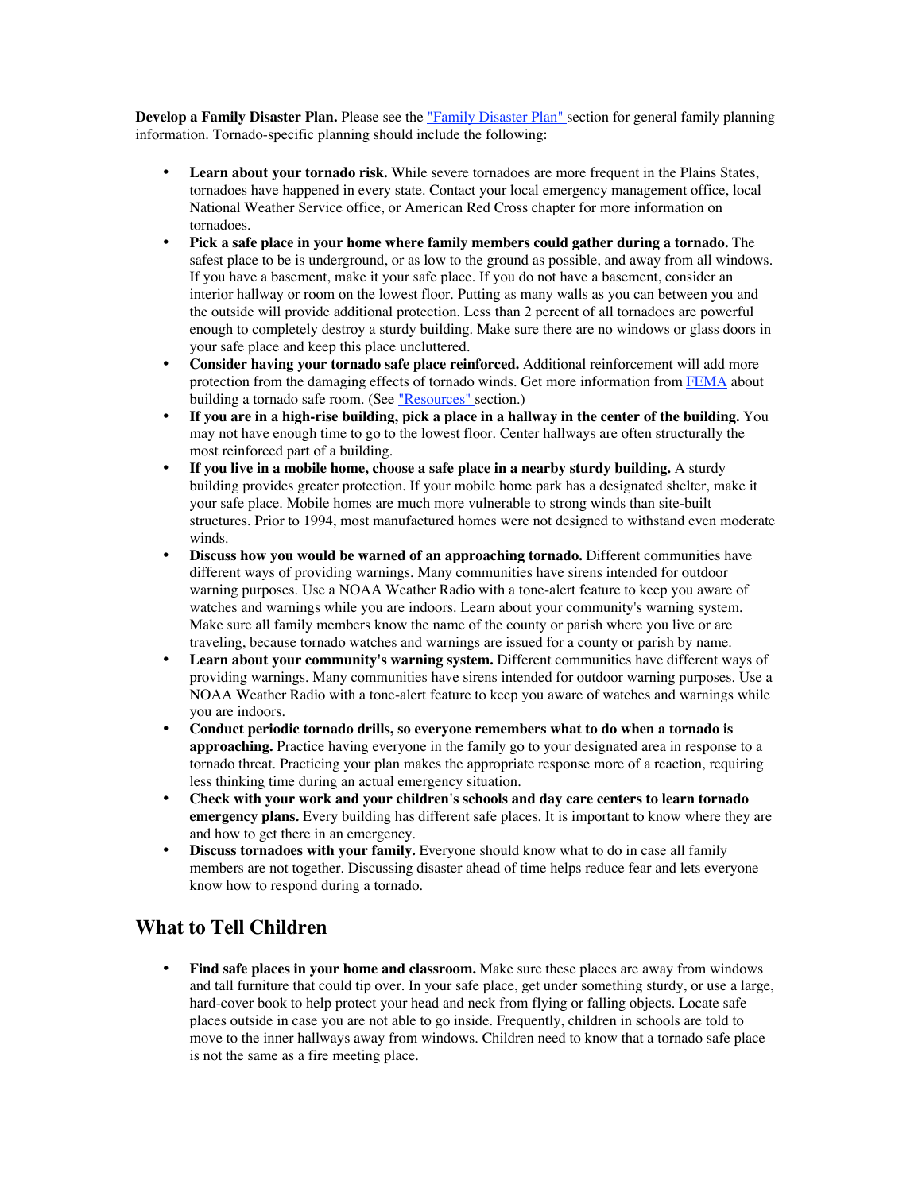**Develop a Family Disaster Plan.** Please see the "Family Disaster Plan" section for general family planning information. Tornado-specific planning should include the following:

- **Learn about your tornado risk.** While severe tornadoes are more frequent in the Plains States, tornadoes have happened in every state. Contact your local emergency management office, local National Weather Service office, or American Red Cross chapter for more information on tornadoes.
- **Pick a safe place in your home where family members could gather during a tornado.** The safest place to be is underground, or as low to the ground as possible, and away from all windows. If you have a basement, make it your safe place. If you do not have a basement, consider an interior hallway or room on the lowest floor. Putting as many walls as you can between you and the outside will provide additional protection. Less than 2 percent of all tornadoes are powerful enough to completely destroy a sturdy building. Make sure there are no windows or glass doors in your safe place and keep this place uncluttered.
- **Consider having your tornado safe place reinforced.** Additional reinforcement will add more protection from the damaging effects of tornado winds. Get more information from FEMA about building a tornado safe room. (See "Resources" section.)
- **If you are in a high-rise building, pick a place in a hallway in the center of the building.** You may not have enough time to go to the lowest floor. Center hallways are often structurally the most reinforced part of a building.
- **If you live in a mobile home, choose a safe place in a nearby sturdy building.** A sturdy building provides greater protection. If your mobile home park has a designated shelter, make it your safe place. Mobile homes are much more vulnerable to strong winds than site-built structures. Prior to 1994, most manufactured homes were not designed to withstand even moderate winds.
- **Discuss how you would be warned of an approaching tornado.** Different communities have different ways of providing warnings. Many communities have sirens intended for outdoor warning purposes. Use a NOAA Weather Radio with a tone-alert feature to keep you aware of watches and warnings while you are indoors. Learn about your community's warning system. Make sure all family members know the name of the county or parish where you live or are traveling, because tornado watches and warnings are issued for a county or parish by name.
- **Learn about your community's warning system.** Different communities have different ways of providing warnings. Many communities have sirens intended for outdoor warning purposes. Use a NOAA Weather Radio with a tone-alert feature to keep you aware of watches and warnings while you are indoors.
- **Conduct periodic tornado drills, so everyone remembers what to do when a tornado is approaching.** Practice having everyone in the family go to your designated area in response to a tornado threat. Practicing your plan makes the appropriate response more of a reaction, requiring less thinking time during an actual emergency situation.
- **Check with your work and your children's schools and day care centers to learn tornado emergency plans.** Every building has different safe places. It is important to know where they are and how to get there in an emergency.
- **Discuss tornadoes with your family.** Everyone should know what to do in case all family members are not together. Discussing disaster ahead of time helps reduce fear and lets everyone know how to respond during a tornado.

## What to Tell Children

- **Find safe places in your home and classroom.** Make sure these places are away from windows and tall furniture that could tip over. In your safe place, get under something sturdy, or use a large, hard-cover book to help protect your head and neck from flying or falling objects. Locate safe places outside in case you are not able to go inside. Frequently, children in schools are told to move to the inner hallways away from windows. Children need to know that a tornado safe place is not the same as a fire meeting place.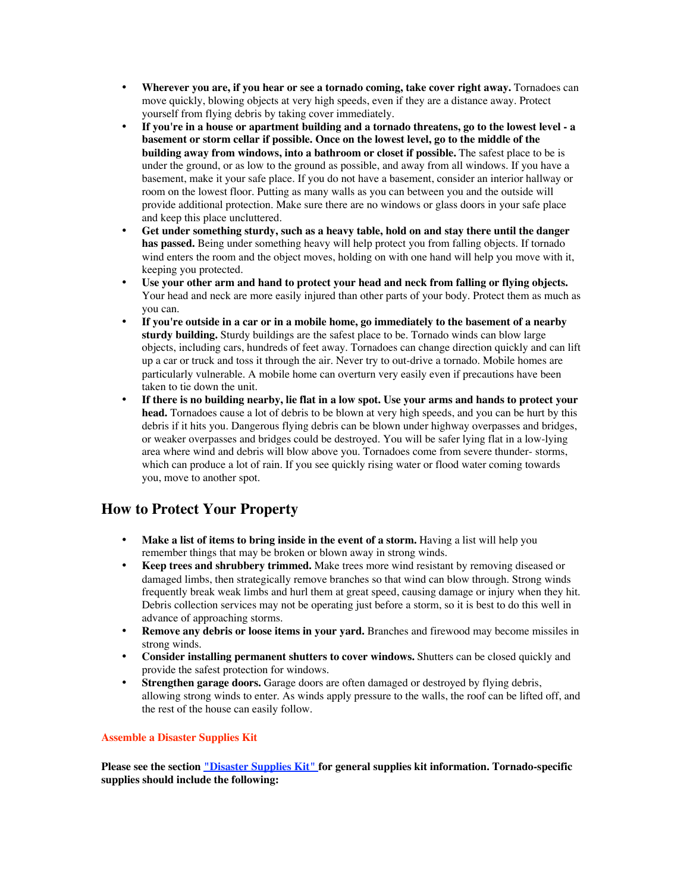- **Wherever you are, if you hear or see a tornado coming, take cover right away.** Tornadoes can move quickly, blowing objects at very high speeds, even if they are a distance away. Protect yourself from flying debris by taking cover immediately.
- **If you're in a house or apartment building and a tornado threatens, go to the lowest level - a basement or storm cellar if possible. Once on the lowest level, go to the middle of the building away from windows, into a bathroom or closet if possible.** The safest place to be is under the ground, or as low to the ground as possible, and away from all windows. If you have a basement, make it your safe place. If you do not have a basement, consider an interior hallway or room on the lowest floor. Putting as many walls as you can between you and the outside will provide additional protection. Make sure there are no windows or glass doors in your safe place and keep this place uncluttered.
- **Get under something sturdy, such as a heavy table, hold on and stay there until the danger has passed.** Being under something heavy will help protect you from falling objects. If tornado wind enters the room and the object moves, holding on with one hand will help you move with it, keeping you protected.
- **Use your other arm and hand to protect your head and neck from falling or flying objects.** Your head and neck are more easily injured than other parts of your body. Protect them as much as you can.
- **If you're outside in a car or in a mobile home, go immediately to the basement of a nearby sturdy building.** Sturdy buildings are the safest place to be. Tornado winds can blow large objects, including cars, hundreds of feet away. Tornadoes can change direction quickly and can lift up a car or truck and toss it through the air. Never try to out-drive a tornado. Mobile homes are particularly vulnerable. A mobile home can overturn very easily even if precautions have been taken to tie down the unit.
- **If there is no building nearby, lie flat in a low spot. Use your arms and hands to protect your head.** Tornadoes cause a lot of debris to be blown at very high speeds, and you can be hurt by this debris if it hits you. Dangerous flying debris can be blown under highway overpasses and bridges, or weaker overpasses and bridges could be destroyed. You will be safer lying flat in a low-lying area where wind and debris will blow above you. Tornadoes come from severe thunder- storms, which can produce a lot of rain. If you see quickly rising water or flood water coming towards you, move to another spot.

## How to Protect Your Property

- **Make a list of items to bring inside in the event of a storm.** Having a list will help you remember things that may be broken or blown away in strong winds.
- **Keep trees and shrubbery trimmed.** Make trees more wind resistant by removing diseased or damaged limbs, then strategically remove branches so that wind can blow through. Strong winds frequently break weak limbs and hurl them at great speed, causing damage or injury when they hit. Debris collection services may not be operating just before a storm, so it is best to do this well in advance of approaching storms.
- **Remove any debris or loose items in your yard.** Branches and firewood may become missiles in strong winds.
- **Consider installing permanent shutters to cover windows.** Shutters can be closed quickly and provide the safest protection for windows.
- **Strengthen garage doors.** Garage doors are often damaged or destroyed by flying debris, allowing strong winds to enter. As winds apply pressure to the walls, the roof can be lifted off, and the rest of the house can easily follow.

**Assemble a Disaster Supplies Kit**

**Please see the section "Disaster Supplies Kit" for general supplies kit information. Tornado-specific supplies should include the following:**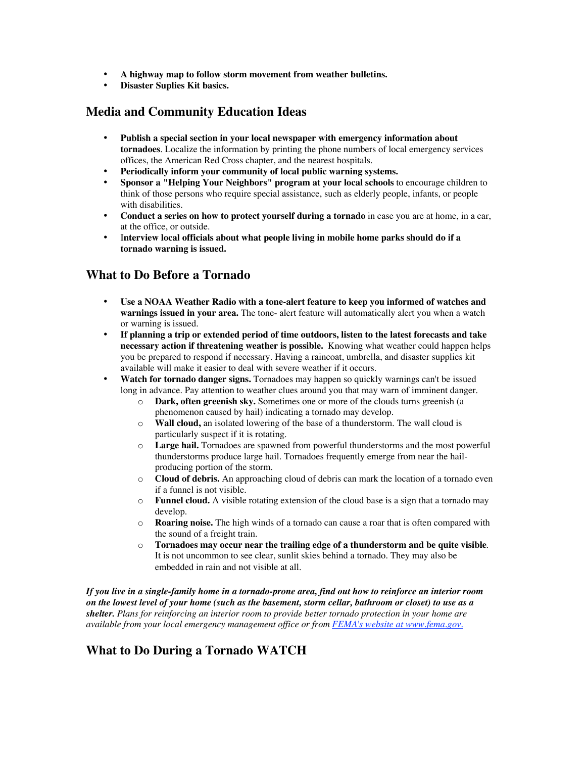- **A highway map to follow storm movement from weather bulletins.**
- **Disaster Suplies Kit basics.**

## Media and Community Education Ideas

- **Publish a special section in your local newspaper with emergency information about tornadoes**. Localize the information by printing the phone numbers of local emergency services offices, the American Red Cross chapter, and the nearest hospitals.
- **Periodically inform your community of local public warning systems.**
- **Sponsor a "Helping Your Neighbors" program at your local schools** to encourage children to think of those persons who require special assistance, such as elderly people, infants, or people with disabilities.
- **Conduct a series on how to protect yourself during a tornado** in case you are at home, in a car, at the office, or outside.
- I**nterview local officials about what people living in mobile home parks should do if a tornado warning is issued.**

## What to Do Before a Tornado

- **Use a NOAA Weather Radio with a tone-alert feature to keep you informed of watches and warnings issued in your area.** The tone- alert feature will automatically alert you when a watch or warning is issued.
- **If planning a trip or extended period of time outdoors, listen to the latest forecasts and take necessary action if threatening weather is possible.** Knowing what weather could happen helps you be prepared to respond if necessary. Having a raincoat, umbrella, and disaster supplies kit available will make it easier to deal with severe weather if it occurs.
- **Watch for tornado danger signs.** Tornadoes may happen so quickly warnings can't be issued long in advance. Pay attention to weather clues around you that may warn of imminent danger.
  - **Dark, often greenish sky.** Sometimes one or more of the clouds turns greenish (a phenomenon caused by hail) indicating a tornado may develop.
  - **Wall cloud,** an isolated lowering of the base of a thunderstorm. The wall cloud is particularly suspect if it is rotating.
  - **Large hail.** Tornadoes are spawned from powerful thunderstorms and the most powerful thunderstorms produce large hail. Tornadoes frequently emerge from near the hail-producing portion of the storm.
  - **Cloud of debris.** An approaching cloud of debris can mark the location of a tornado even if a funnel is not visible.
  - **Funnel cloud.** A visible rotating extension of the cloud base is a sign that a tornado may develop.
  - **Roaring noise.** The high winds of a tornado can cause a roar that is often compared with the sound of a freight train.
  - **Tornadoes may occur near the trailing edge of a thunderstorm and be quite visible**. It is not uncommon to see clear, sunlit skies behind a tornado. They may also be embedded in rain and not visible at all.

***If you live in a single-family home in a tornado-prone area, find out how to reinforce an interior room on the lowest level of your home (such as the basement, storm cellar, bathroom or closet) to use as a shelter.*** *Plans for reinforcing an interior room to provide better tornado protection in your home are available from your local emergency management office or from [FEMA's website at www.fema.gov.](http://www.fema.gov)*

## What to Do During a Tornado WATCH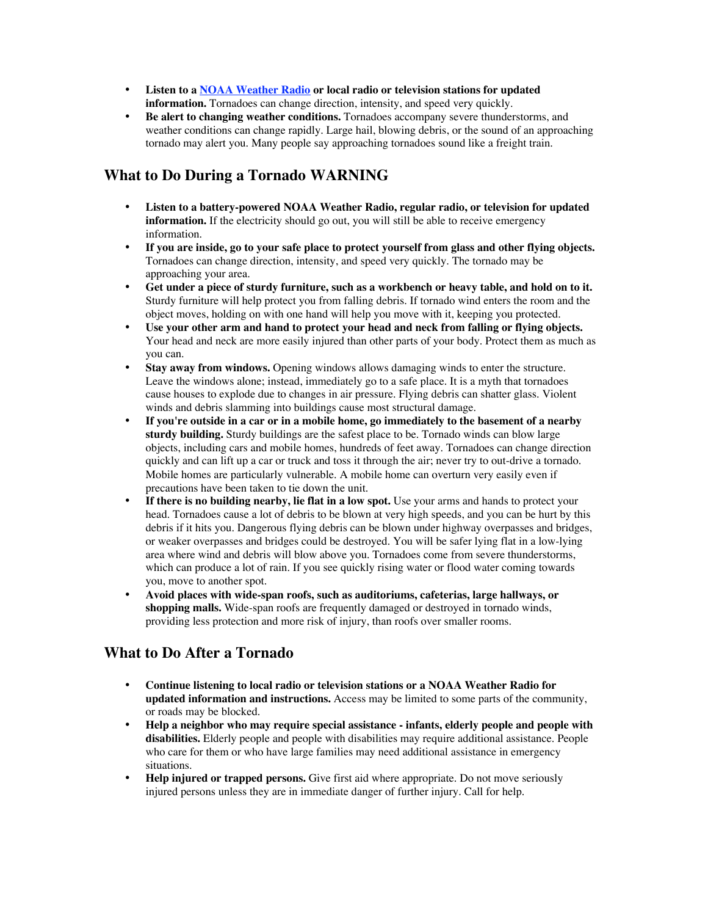- **Listen to a NOAA Weather Radio or local radio or television stations for updated information.** Tornadoes can change direction, intensity, and speed very quickly.
- **Be alert to changing weather conditions.** Tornadoes accompany severe thunderstorms, and weather conditions can change rapidly. Large hail, blowing debris, or the sound of an approaching tornado may alert you. Many people say approaching tornadoes sound like a freight train.

## What to Do During a Tornado WARNING

- **Listen to a battery-powered NOAA Weather Radio, regular radio, or television for updated information.** If the electricity should go out, you will still be able to receive emergency information.
- **If you are inside, go to your safe place to protect yourself from glass and other flying objects.** Tornadoes can change direction, intensity, and speed very quickly. The tornado may be approaching your area.
- **Get under a piece of sturdy furniture, such as a workbench or heavy table, and hold on to it.** Sturdy furniture will help protect you from falling debris. If tornado wind enters the room and the object moves, holding on with one hand will help you move with it, keeping you protected.
- **Use your other arm and hand to protect your head and neck from falling or flying objects.** Your head and neck are more easily injured than other parts of your body. Protect them as much as you can.
- **Stay away from windows.** Opening windows allows damaging winds to enter the structure. Leave the windows alone; instead, immediately go to a safe place. It is a myth that tornadoes cause houses to explode due to changes in air pressure. Flying debris can shatter glass. Violent winds and debris slamming into buildings cause most structural damage.
- **If you're outside in a car or in a mobile home, go immediately to the basement of a nearby sturdy building.** Sturdy buildings are the safest place to be. Tornado winds can blow large objects, including cars and mobile homes, hundreds of feet away. Tornadoes can change direction quickly and can lift up a car or truck and toss it through the air; never try to out-drive a tornado. Mobile homes are particularly vulnerable. A mobile home can overturn very easily even if precautions have been taken to tie down the unit.
- **If there is no building nearby, lie flat in a low spot.** Use your arms and hands to protect your head. Tornadoes cause a lot of debris to be blown at very high speeds, and you can be hurt by this debris if it hits you. Dangerous flying debris can be blown under highway overpasses and bridges, or weaker overpasses and bridges could be destroyed. You will be safer lying flat in a low-lying area where wind and debris will blow above you. Tornadoes come from severe thunderstorms, which can produce a lot of rain. If you see quickly rising water or flood water coming towards you, move to another spot.
- **Avoid places with wide-span roofs, such as auditoriums, cafeterias, large hallways, or shopping malls.** Wide-span roofs are frequently damaged or destroyed in tornado winds, providing less protection and more risk of injury, than roofs over smaller rooms.

## What to Do After a Tornado

- **Continue listening to local radio or television stations or a NOAA Weather Radio for updated information and instructions.** Access may be limited to some parts of the community, or roads may be blocked.
- **Help a neighbor who may require special assistance - infants, elderly people and people with disabilities.** Elderly people and people with disabilities may require additional assistance. People who care for them or who have large families may need additional assistance in emergency situations.
- **Help injured or trapped persons.** Give first aid where appropriate. Do not move seriously injured persons unless they are in immediate danger of further injury. Call for help.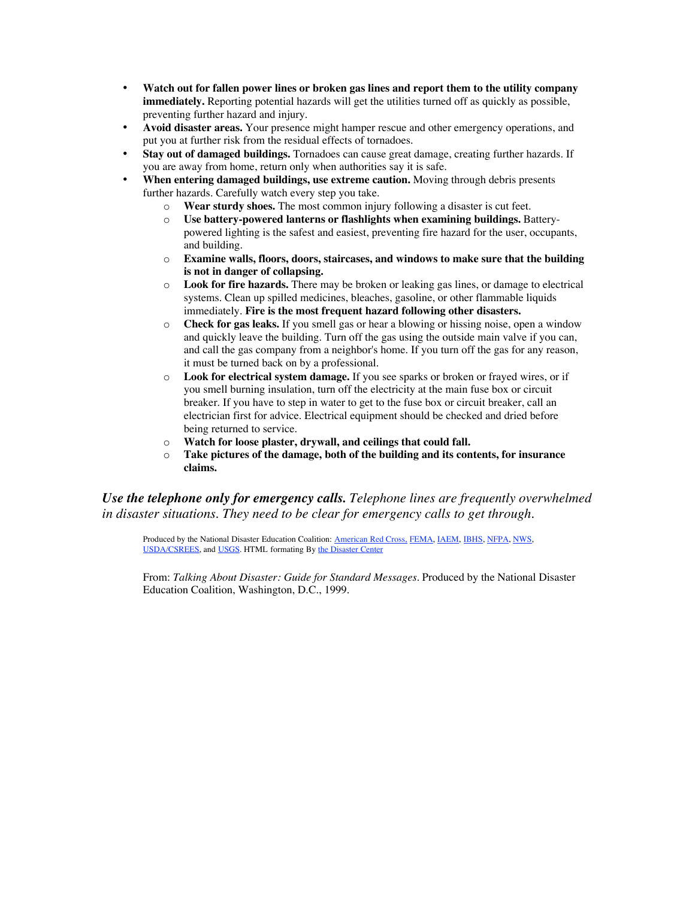- **Watch out for fallen power lines or broken gas lines and report them to the utility company immediately.** Reporting potential hazards will get the utilities turned off as quickly as possible, preventing further hazard and injury.
- **Avoid disaster areas.** Your presence might hamper rescue and other emergency operations, and put you at further risk from the residual effects of tornadoes.
- **Stay out of damaged buildings.** Tornadoes can cause great damage, creating further hazards. If you are away from home, return only when authorities say it is safe.
- **When entering damaged buildings, use extreme caution.** Moving through debris presents further hazards. Carefully watch every step you take.
    - **Wear sturdy shoes.** The most common injury following a disaster is cut feet.
    - **Use battery-powered lanterns or flashlights when examining buildings.** Battery-powered lighting is the safest and easiest, preventing fire hazard for the user, occupants, and building.
    - **Examine walls, floors, doors, staircases, and windows to make sure that the building is not in danger of collapsing.**
    - **Look for fire hazards.** There may be broken or leaking gas lines, or damage to electrical systems. Clean up spilled medicines, bleaches, gasoline, or other flammable liquids immediately. **Fire is the most frequent hazard following other disasters.**
    - **Check for gas leaks.** If you smell gas or hear a blowing or hissing noise, open a window and quickly leave the building. Turn off the gas using the outside main valve if you can, and call the gas company from a neighbor's home. If you turn off the gas for any reason, it must be turned back on by a professional.
    - **Look for electrical system damage.** If you see sparks or broken or frayed wires, or if you smell burning insulation, turn off the electricity at the main fuse box or circuit breaker. If you have to step in water to get to the fuse box or circuit breaker, call an electrician first for advice. Electrical equipment should be checked and dried before being returned to service.
    - **Watch for loose plaster, drywall, and ceilings that could fall.**
    - **Take pictures of the damage, both of the building and its contents, for insurance claims.**

***Use the telephone only for emergency calls.*** *Telephone lines are frequently overwhelmed in disaster situations. They need to be clear for emergency calls to get through.*

Produced by the National Disaster Education Coalition: American Red Cross, FEMA, IAEM, IBHS, NFPA, NWS, USDA/CSREES, and USGS. HTML formating By the Disaster Center

From: *Talking About Disaster: Guide for Standard Messages*. Produced by the National Disaster Education Coalition, Washington, D.C., 1999.